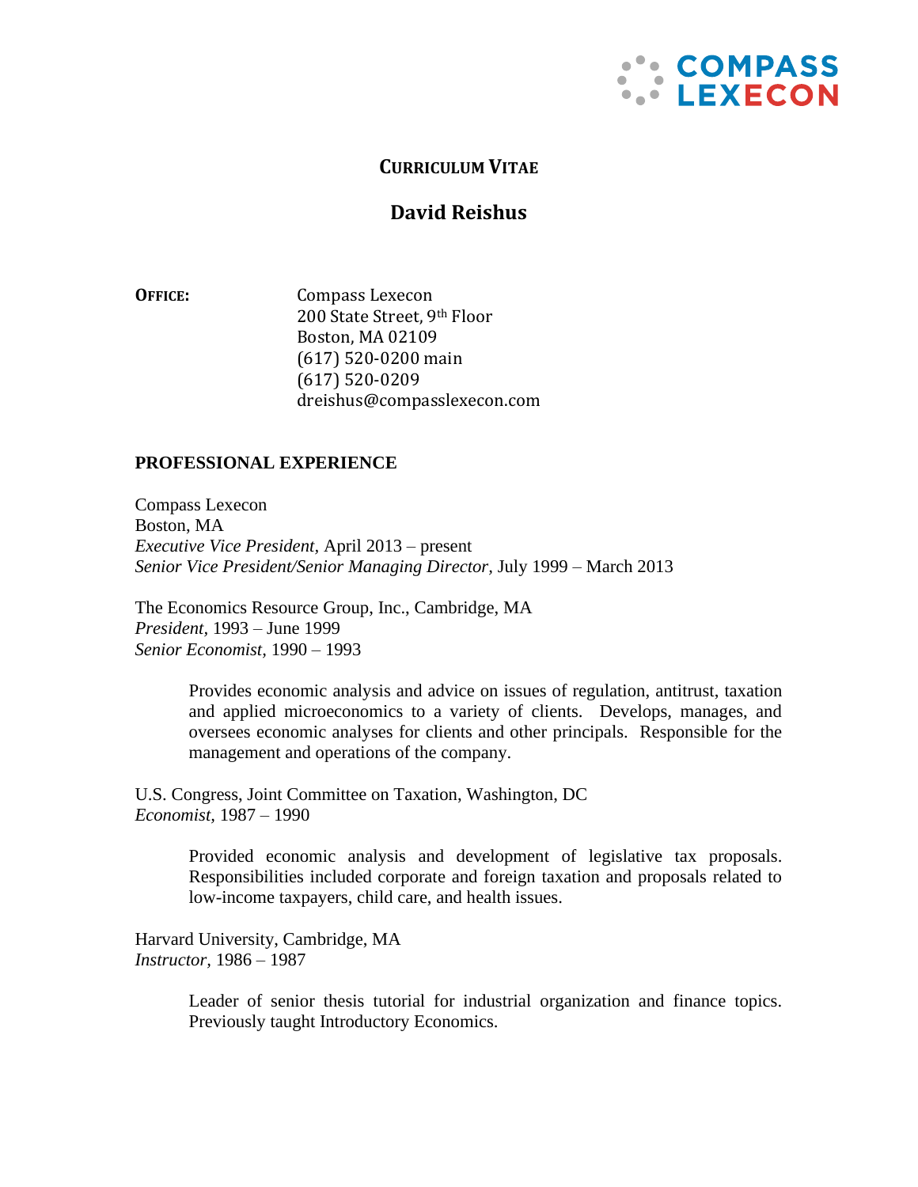COMPASS LEXECON

# CURRICULUM VITAE

## David Reishus

**OFFICE:**

Compass Lexecon
200 State Street, 9th Floor
Boston, MA 02109
(617) 520-0200 main
(617) 520-0209
dreishus@compasslexecon.com

## PROFESSIONAL EXPERIENCE

Compass Lexecon
Boston, MA
*Executive Vice President*, April 2013 – present
*Senior Vice President/Senior Managing Director*, July 1999 – March 2013

The Economics Resource Group, Inc., Cambridge, MA
*President*, 1993 – June 1999
*Senior Economist*, 1990 – 1993

> Provides economic analysis and advice on issues of regulation, antitrust, taxation and applied microeconomics to a variety of clients. Develops, manages, and oversees economic analyses for clients and other principals. Responsible for the management and operations of the company.

U.S. Congress, Joint Committee on Taxation, Washington, DC
*Economist*, 1987 – 1990

> Provided economic analysis and development of legislative tax proposals. Responsibilities included corporate and foreign taxation and proposals related to low-income taxpayers, child care, and health issues.

Harvard University, Cambridge, MA
*Instructor*, 1986 – 1987

> Leader of senior thesis tutorial for industrial organization and finance topics. Previously taught Introductory Economics.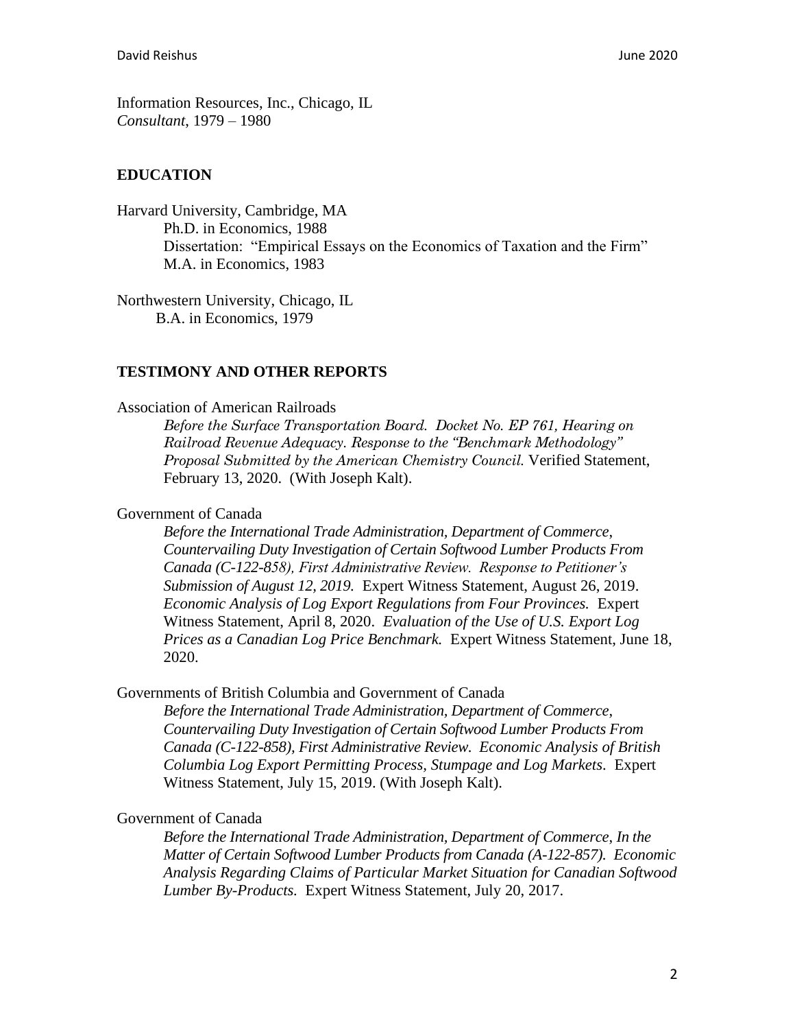Information Resources, Inc., Chicago, IL
*Consultant*, 1979 – 1980

## EDUCATION

Harvard University, Cambridge, MA
Ph.D. in Economics, 1988
Dissertation: "Empirical Essays on the Economics of Taxation and the Firm"
M.A. in Economics, 1983

Northwestern University, Chicago, IL
B.A. in Economics, 1979

## TESTIMONY AND OTHER REPORTS

Association of American Railroads

*Before the Surface Transportation Board. Docket No. EP 761, Hearing on Railroad Revenue Adequacy. Response to the "Benchmark Methodology" Proposal Submitted by the American Chemistry Council.* Verified Statement, February 13, 2020. (With Joseph Kalt).

Government of Canada

*Before the International Trade Administration, Department of Commerce, Countervailing Duty Investigation of Certain Softwood Lumber Products From Canada (C-122-858), First Administrative Review. Response to Petitioner's Submission of August 12, 2019.* Expert Witness Statement, August 26, 2019. *Economic Analysis of Log Export Regulations from Four Provinces.* Expert Witness Statement, April 8, 2020. *Evaluation of the Use of U.S. Export Log Prices as a Canadian Log Price Benchmark.* Expert Witness Statement, June 18, 2020.

Governments of British Columbia and Government of Canada

*Before the International Trade Administration, Department of Commerce, Countervailing Duty Investigation of Certain Softwood Lumber Products From Canada (C-122-858), First Administrative Review. Economic Analysis of British Columbia Log Export Permitting Process, Stumpage and Log Markets*. Expert Witness Statement, July 15, 2019. (With Joseph Kalt).

Government of Canada

*Before the International Trade Administration, Department of Commerce, In the Matter of Certain Softwood Lumber Products from Canada (A-122-857). Economic Analysis Regarding Claims of Particular Market Situation for Canadian Softwood Lumber By-Products.* Expert Witness Statement, July 20, 2017.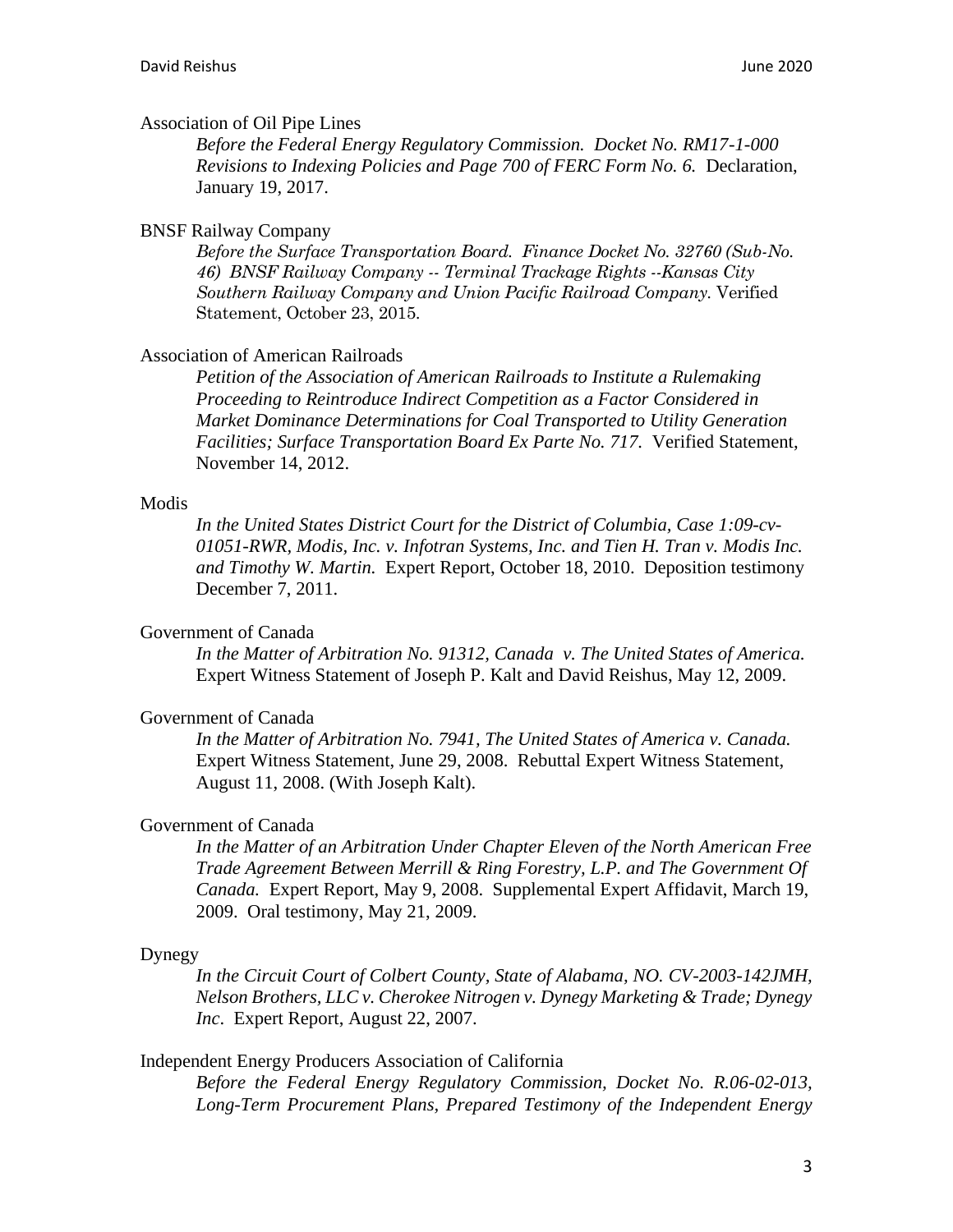Association of Oil Pipe Lines

*Before the Federal Energy Regulatory Commission. Docket No. RM17-1-000 Revisions to Indexing Policies and Page 700 of FERC Form No. 6.* Declaration, January 19, 2017.

BNSF Railway Company

*Before the Surface Transportation Board. Finance Docket No. 32760 (Sub-No. 46) BNSF Railway Company -- Terminal Trackage Rights --Kansas City Southern Railway Company and Union Pacific Railroad Company.* Verified Statement, October 23, 2015.

Association of American Railroads

*Petition of the Association of American Railroads to Institute a Rulemaking Proceeding to Reintroduce Indirect Competition as a Factor Considered in Market Dominance Determinations for Coal Transported to Utility Generation Facilities; Surface Transportation Board Ex Parte No. 717.* Verified Statement, November 14, 2012.

Modis

*In the United States District Court for the District of Columbia, Case 1:09-cv-01051-RWR, Modis, Inc. v. Infotran Systems, Inc. and Tien H. Tran v. Modis Inc. and Timothy W. Martin.* Expert Report, October 18, 2010. Deposition testimony December 7, 2011.

Government of Canada

*In the Matter of Arbitration No. 91312, Canada v. The United States of America.* Expert Witness Statement of Joseph P. Kalt and David Reishus, May 12, 2009.

Government of Canada

*In the Matter of Arbitration No. 7941, The United States of America v. Canada.* Expert Witness Statement, June 29, 2008. Rebuttal Expert Witness Statement, August 11, 2008. (With Joseph Kalt).

Government of Canada

*In the Matter of an Arbitration Under Chapter Eleven of the North American Free Trade Agreement Between Merrill & Ring Forestry, L.P. and The Government Of Canada.* Expert Report, May 9, 2008. Supplemental Expert Affidavit, March 19, 2009. Oral testimony, May 21, 2009.

Dynegy

*In the Circuit Court of Colbert County, State of Alabama, NO. CV-2003-142JMH, Nelson Brothers, LLC v. Cherokee Nitrogen v. Dynegy Marketing & Trade; Dynegy Inc.* Expert Report, August 22, 2007.

Independent Energy Producers Association of California

*Before the Federal Energy Regulatory Commission, Docket No. R.06-02-013, Long-Term Procurement Plans, Prepared Testimony of the Independent Energy*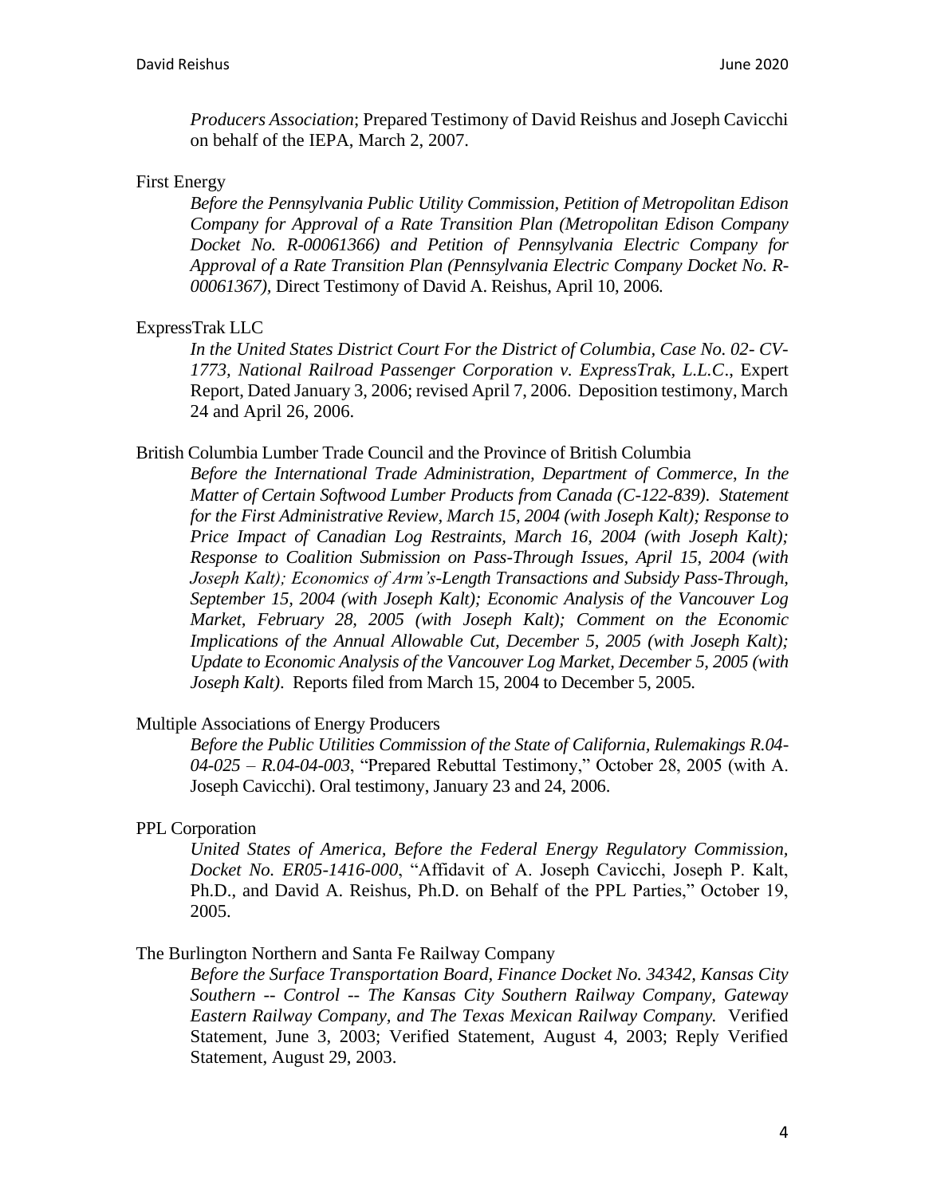*Producers Association*; Prepared Testimony of David Reishus and Joseph Cavicchi on behalf of the IEPA, March 2, 2007.

First Energy

*Before the Pennsylvania Public Utility Commission, Petition of Metropolitan Edison Company for Approval of a Rate Transition Plan (Metropolitan Edison Company Docket No. R-00061366) and Petition of Pennsylvania Electric Company for Approval of a Rate Transition Plan (Pennsylvania Electric Company Docket No. R-00061367),* Direct Testimony of David A. Reishus, April 10, 2006.

ExpressTrak LLC

*In the United States District Court For the District of Columbia, Case No. 02- CV-1773, National Railroad Passenger Corporation v. ExpressTrak, L.L.C*., Expert Report, Dated January 3, 2006; revised April 7, 2006. Deposition testimony, March 24 and April 26, 2006.

British Columbia Lumber Trade Council and the Province of British Columbia

*Before the International Trade Administration, Department of Commerce, In the Matter of Certain Softwood Lumber Products from Canada (C-122-839). Statement for the First Administrative Review, March 15, 2004 (with Joseph Kalt); Response to Price Impact of Canadian Log Restraints, March 16, 2004 (with Joseph Kalt); Response to Coalition Submission on Pass-Through Issues, April 15, 2004 (with Joseph Kalt); Economics of Arm's-Length Transactions and Subsidy Pass-Through, September 15, 2004 (with Joseph Kalt); Economic Analysis of the Vancouver Log Market, February 28, 2005 (with Joseph Kalt); Comment on the Economic Implications of the Annual Allowable Cut, December 5, 2005 (with Joseph Kalt); Update to Economic Analysis of the Vancouver Log Market, December 5, 2005 (with Joseph Kalt)*. Reports filed from March 15, 2004 to December 5, 2005.

Multiple Associations of Energy Producers

*Before the Public Utilities Commission of the State of California, Rulemakings R.04-04-025 – R.04-04-003*, "Prepared Rebuttal Testimony," October 28, 2005 (with A. Joseph Cavicchi). Oral testimony, January 23 and 24, 2006.

PPL Corporation

*United States of America, Before the Federal Energy Regulatory Commission, Docket No. ER05-1416-000*, "Affidavit of A. Joseph Cavicchi, Joseph P. Kalt, Ph.D., and David A. Reishus, Ph.D. on Behalf of the PPL Parties," October 19, 2005.

The Burlington Northern and Santa Fe Railway Company

*Before the Surface Transportation Board, Finance Docket No. 34342, Kansas City Southern -- Control -- The Kansas City Southern Railway Company, Gateway Eastern Railway Company, and The Texas Mexican Railway Company.* Verified Statement, June 3, 2003; Verified Statement, August 4, 2003; Reply Verified Statement, August 29, 2003.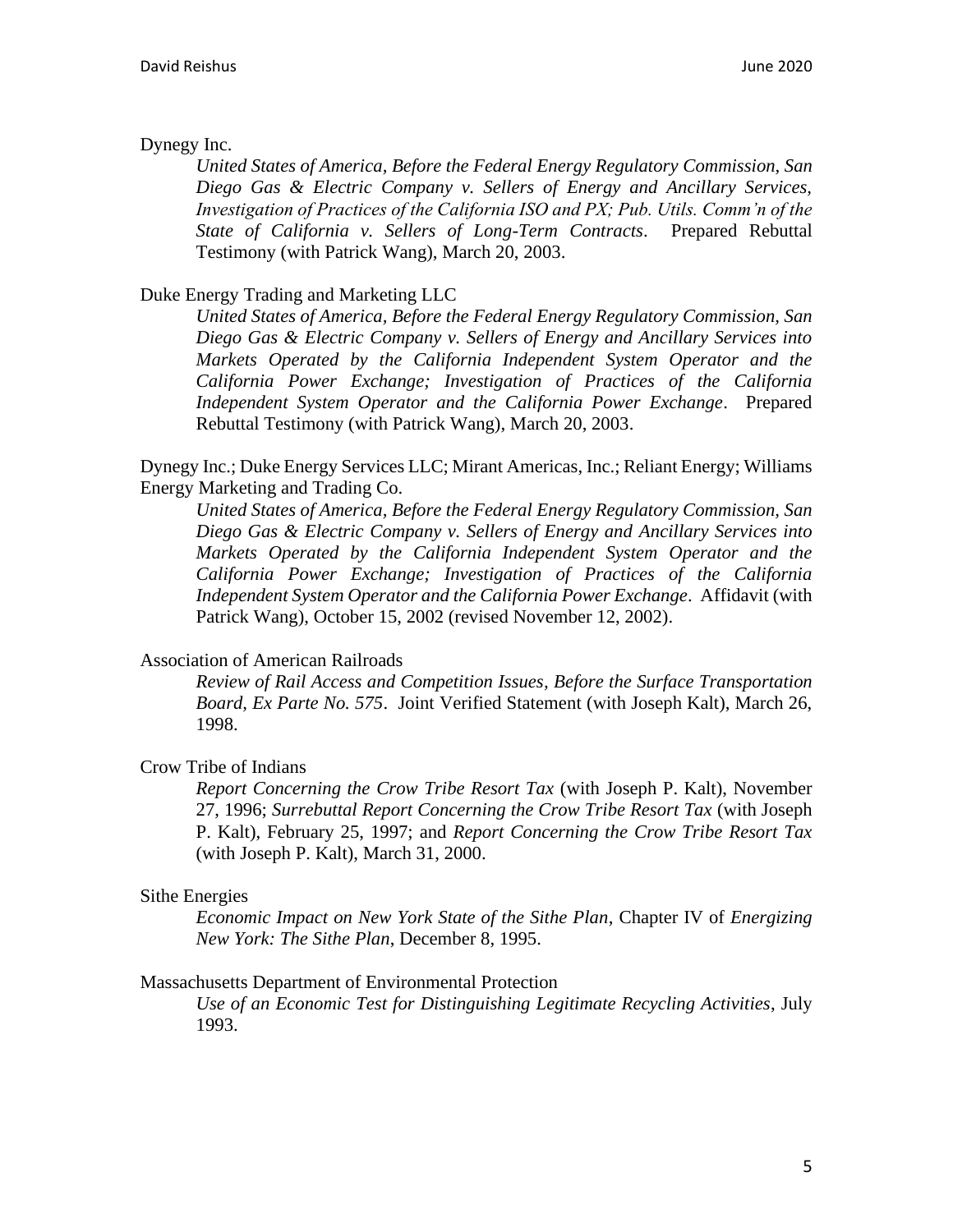Dynegy Inc.

*United States of America, Before the Federal Energy Regulatory Commission, San Diego Gas & Electric Company v. Sellers of Energy and Ancillary Services, Investigation of Practices of the California ISO and PX; Pub. Utils. Comm'n of the State of California v. Sellers of Long-Term Contracts*. Prepared Rebuttal Testimony (with Patrick Wang), March 20, 2003.

Duke Energy Trading and Marketing LLC

*United States of America, Before the Federal Energy Regulatory Commission, San Diego Gas & Electric Company v. Sellers of Energy and Ancillary Services into Markets Operated by the California Independent System Operator and the California Power Exchange; Investigation of Practices of the California Independent System Operator and the California Power Exchange*. Prepared Rebuttal Testimony (with Patrick Wang), March 20, 2003.

Dynegy Inc.; Duke Energy Services LLC; Mirant Americas, Inc.; Reliant Energy; Williams Energy Marketing and Trading Co.

*United States of America, Before the Federal Energy Regulatory Commission, San Diego Gas & Electric Company v. Sellers of Energy and Ancillary Services into Markets Operated by the California Independent System Operator and the California Power Exchange; Investigation of Practices of the California Independent System Operator and the California Power Exchange*. Affidavit (with Patrick Wang), October 15, 2002 (revised November 12, 2002).

Association of American Railroads

*Review of Rail Access and Competition Issues, Before the Surface Transportation Board, Ex Parte No. 575*. Joint Verified Statement (with Joseph Kalt), March 26, 1998.

Crow Tribe of Indians

*Report Concerning the Crow Tribe Resort Tax* (with Joseph P. Kalt), November 27, 1996; *Surrebuttal Report Concerning the Crow Tribe Resort Tax* (with Joseph P. Kalt), February 25, 1997; and *Report Concerning the Crow Tribe Resort Tax* (with Joseph P. Kalt), March 31, 2000.

Sithe Energies

*Economic Impact on New York State of the Sithe Plan*, Chapter IV of *Energizing New York: The Sithe Plan*, December 8, 1995.

Massachusetts Department of Environmental Protection

*Use of an Economic Test for Distinguishing Legitimate Recycling Activities*, July 1993.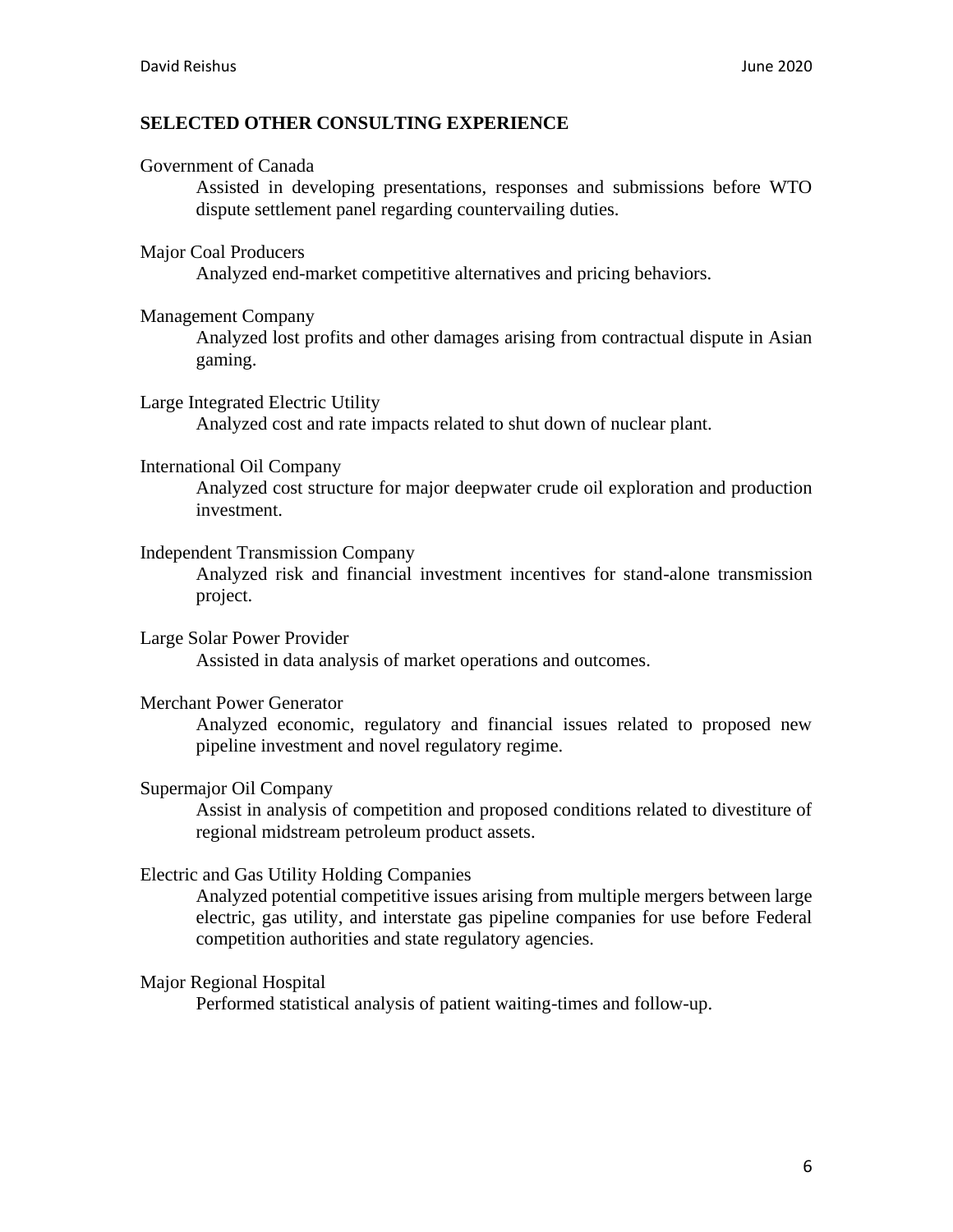## SELECTED OTHER CONSULTING EXPERIENCE

Government of Canada

Assisted in developing presentations, responses and submissions before WTO dispute settlement panel regarding countervailing duties.

Major Coal Producers

Analyzed end-market competitive alternatives and pricing behaviors.

Management Company

Analyzed lost profits and other damages arising from contractual dispute in Asian gaming.

Large Integrated Electric Utility

Analyzed cost and rate impacts related to shut down of nuclear plant.

International Oil Company

Analyzed cost structure for major deepwater crude oil exploration and production investment.

Independent Transmission Company

Analyzed risk and financial investment incentives for stand-alone transmission project.

Large Solar Power Provider

Assisted in data analysis of market operations and outcomes.

Merchant Power Generator

Analyzed economic, regulatory and financial issues related to proposed new pipeline investment and novel regulatory regime.

Supermajor Oil Company

Assist in analysis of competition and proposed conditions related to divestiture of regional midstream petroleum product assets.

Electric and Gas Utility Holding Companies

Analyzed potential competitive issues arising from multiple mergers between large electric, gas utility, and interstate gas pipeline companies for use before Federal competition authorities and state regulatory agencies.

Major Regional Hospital

Performed statistical analysis of patient waiting-times and follow-up.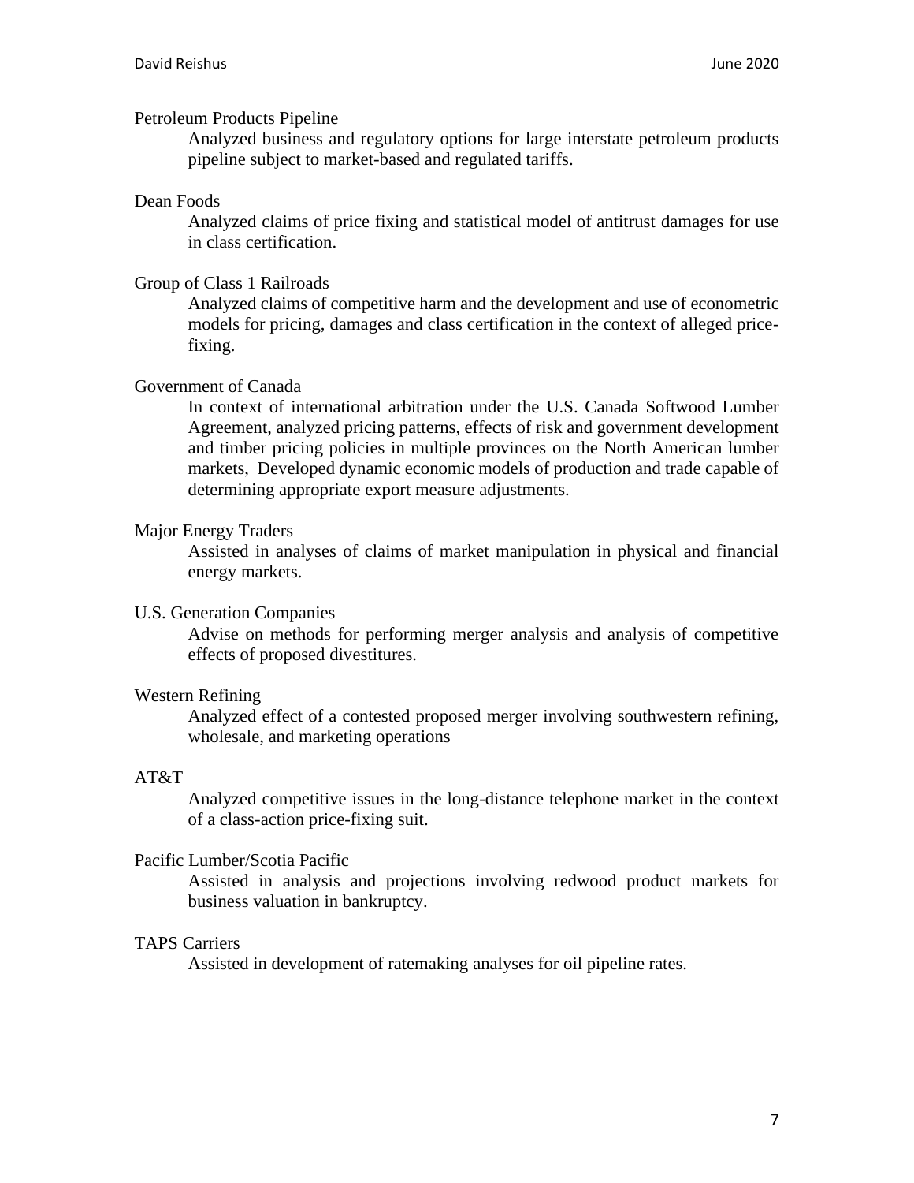Petroleum Products Pipeline

Analyzed business and regulatory options for large interstate petroleum products pipeline subject to market-based and regulated tariffs.

Dean Foods

Analyzed claims of price fixing and statistical model of antitrust damages for use in class certification.

Group of Class 1 Railroads

Analyzed claims of competitive harm and the development and use of econometric models for pricing, damages and class certification in the context of alleged price-fixing.

Government of Canada

In context of international arbitration under the U.S. Canada Softwood Lumber Agreement, analyzed pricing patterns, effects of risk and government development and timber pricing policies in multiple provinces on the North American lumber markets, Developed dynamic economic models of production and trade capable of determining appropriate export measure adjustments.

Major Energy Traders

Assisted in analyses of claims of market manipulation in physical and financial energy markets.

U.S. Generation Companies

Advise on methods for performing merger analysis and analysis of competitive effects of proposed divestitures.

Western Refining

Analyzed effect of a contested proposed merger involving southwestern refining, wholesale, and marketing operations

AT&T

Analyzed competitive issues in the long-distance telephone market in the context of a class-action price-fixing suit.

Pacific Lumber/Scotia Pacific

Assisted in analysis and projections involving redwood product markets for business valuation in bankruptcy.

TAPS Carriers

Assisted in development of ratemaking analyses for oil pipeline rates.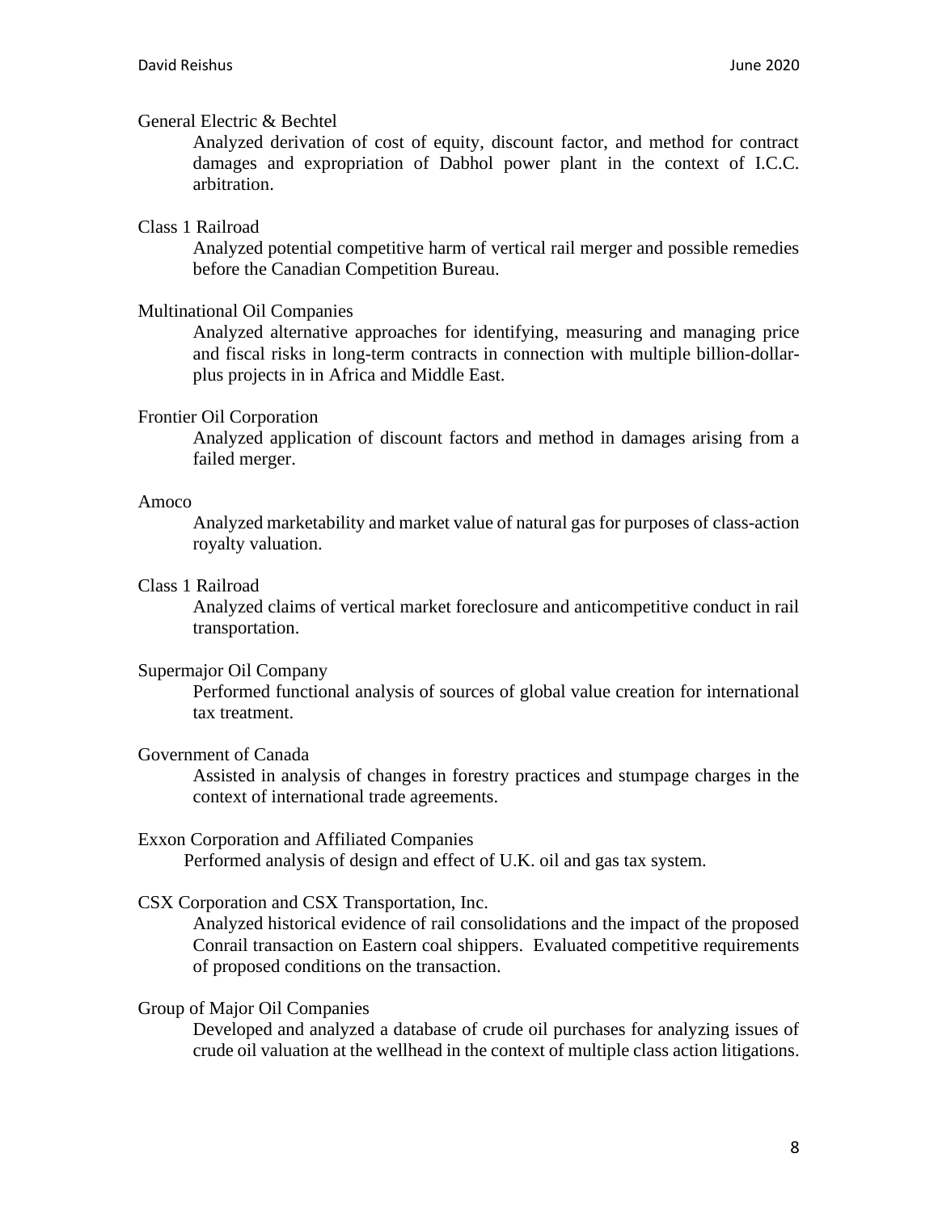General Electric & Bechtel

Analyzed derivation of cost of equity, discount factor, and method for contract damages and expropriation of Dabhol power plant in the context of I.C.C. arbitration.

Class 1 Railroad

Analyzed potential competitive harm of vertical rail merger and possible remedies before the Canadian Competition Bureau.

Multinational Oil Companies

Analyzed alternative approaches for identifying, measuring and managing price and fiscal risks in long-term contracts in connection with multiple billion-dollar-plus projects in in Africa and Middle East.

Frontier Oil Corporation

Analyzed application of discount factors and method in damages arising from a failed merger.

Amoco

Analyzed marketability and market value of natural gas for purposes of class-action royalty valuation.

Class 1 Railroad

Analyzed claims of vertical market foreclosure and anticompetitive conduct in rail transportation.

Supermajor Oil Company

Performed functional analysis of sources of global value creation for international tax treatment.

Government of Canada

Assisted in analysis of changes in forestry practices and stumpage charges in the context of international trade agreements.

Exxon Corporation and Affiliated Companies

Performed analysis of design and effect of U.K. oil and gas tax system.

CSX Corporation and CSX Transportation, Inc.

Analyzed historical evidence of rail consolidations and the impact of the proposed Conrail transaction on Eastern coal shippers. Evaluated competitive requirements of proposed conditions on the transaction.

Group of Major Oil Companies

Developed and analyzed a database of crude oil purchases for analyzing issues of crude oil valuation at the wellhead in the context of multiple class action litigations.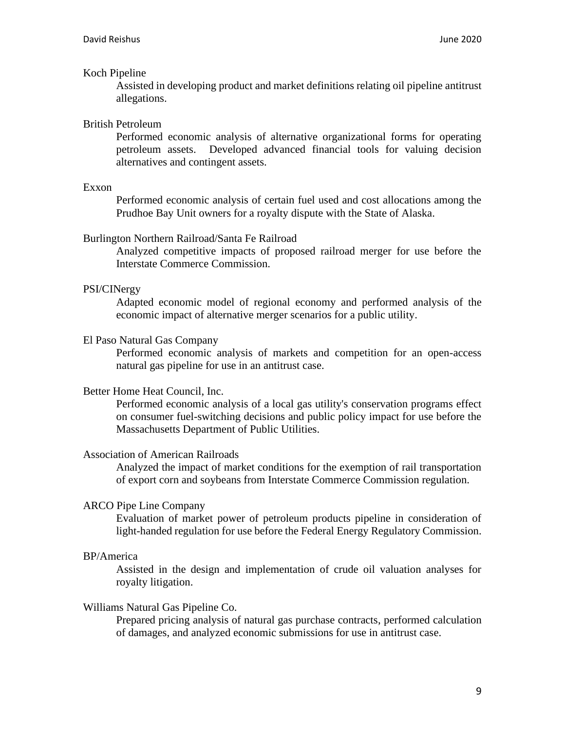Koch Pipeline

Assisted in developing product and market definitions relating oil pipeline antitrust allegations.

British Petroleum

Performed economic analysis of alternative organizational forms for operating petroleum assets. Developed advanced financial tools for valuing decision alternatives and contingent assets.

Exxon

Performed economic analysis of certain fuel used and cost allocations among the Prudhoe Bay Unit owners for a royalty dispute with the State of Alaska.

Burlington Northern Railroad/Santa Fe Railroad

Analyzed competitive impacts of proposed railroad merger for use before the Interstate Commerce Commission.

PSI/CINergy

Adapted economic model of regional economy and performed analysis of the economic impact of alternative merger scenarios for a public utility.

El Paso Natural Gas Company

Performed economic analysis of markets and competition for an open-access natural gas pipeline for use in an antitrust case.

Better Home Heat Council, Inc.

Performed economic analysis of a local gas utility's conservation programs effect on consumer fuel-switching decisions and public policy impact for use before the Massachusetts Department of Public Utilities.

Association of American Railroads

Analyzed the impact of market conditions for the exemption of rail transportation of export corn and soybeans from Interstate Commerce Commission regulation.

ARCO Pipe Line Company

Evaluation of market power of petroleum products pipeline in consideration of light-handed regulation for use before the Federal Energy Regulatory Commission.

BP/America

Assisted in the design and implementation of crude oil valuation analyses for royalty litigation.

Williams Natural Gas Pipeline Co.

Prepared pricing analysis of natural gas purchase contracts, performed calculation of damages, and analyzed economic submissions for use in antitrust case.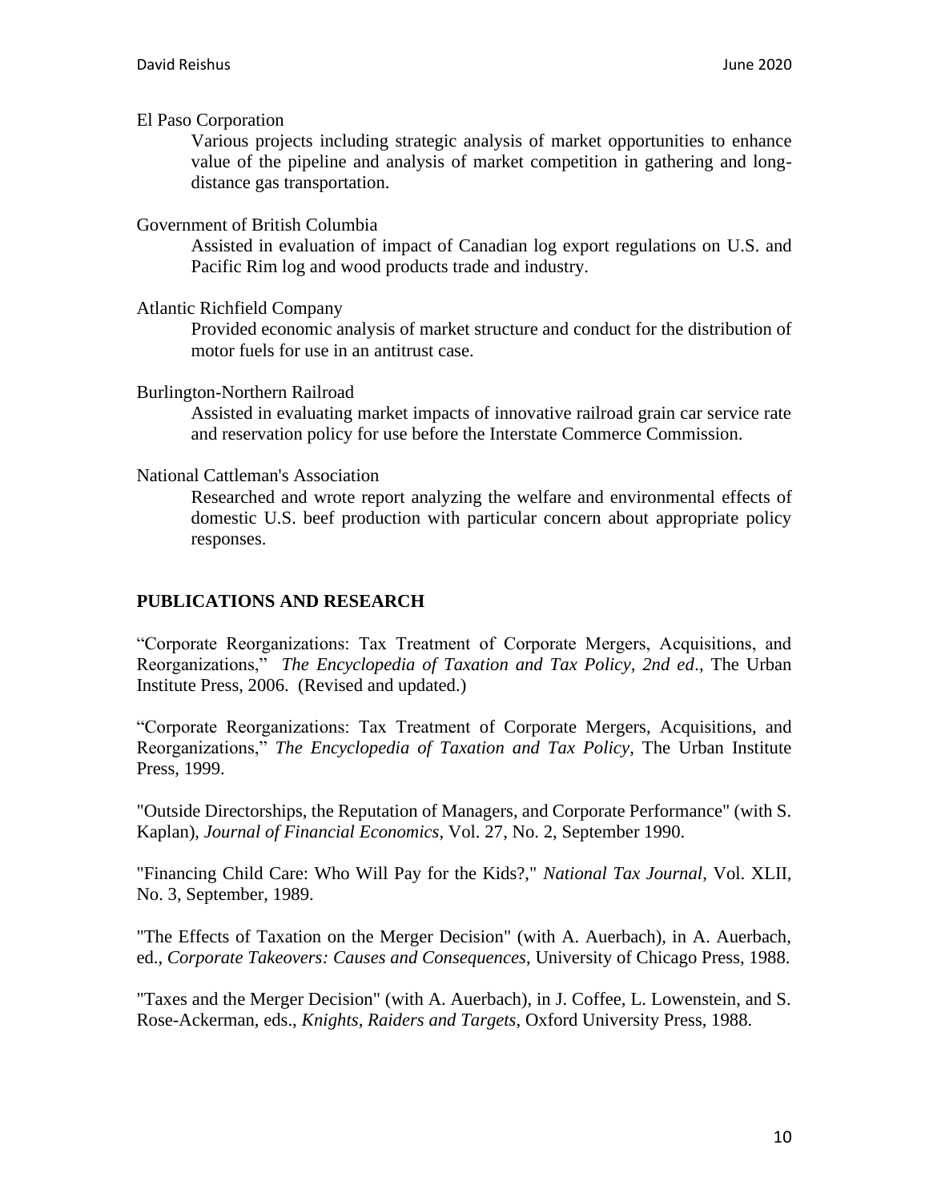El Paso Corporation

Various projects including strategic analysis of market opportunities to enhance value of the pipeline and analysis of market competition in gathering and long-distance gas transportation.

Government of British Columbia

Assisted in evaluation of impact of Canadian log export regulations on U.S. and Pacific Rim log and wood products trade and industry.

Atlantic Richfield Company

Provided economic analysis of market structure and conduct for the distribution of motor fuels for use in an antitrust case.

Burlington-Northern Railroad

Assisted in evaluating market impacts of innovative railroad grain car service rate and reservation policy for use before the Interstate Commerce Commission.

National Cattleman's Association

Researched and wrote report analyzing the welfare and environmental effects of domestic U.S. beef production with particular concern about appropriate policy responses.

## PUBLICATIONS AND RESEARCH

"Corporate Reorganizations: Tax Treatment of Corporate Mergers, Acquisitions, and Reorganizations," *The Encyclopedia of Taxation and Tax Policy, 2nd ed*., The Urban Institute Press, 2006. (Revised and updated.)

"Corporate Reorganizations: Tax Treatment of Corporate Mergers, Acquisitions, and Reorganizations," *The Encyclopedia of Taxation and Tax Policy*, The Urban Institute Press, 1999.

"Outside Directorships, the Reputation of Managers, and Corporate Performance" (with S. Kaplan), *Journal of Financial Economics*, Vol. 27, No. 2, September 1990.

"Financing Child Care: Who Will Pay for the Kids?," *National Tax Journal*, Vol. XLII, No. 3, September, 1989.

"The Effects of Taxation on the Merger Decision" (with A. Auerbach), in A. Auerbach, ed., *Corporate Takeovers: Causes and Consequences*, University of Chicago Press, 1988.

"Taxes and the Merger Decision" (with A. Auerbach), in J. Coffee, L. Lowenstein, and S. Rose-Ackerman, eds., *Knights, Raiders and Targets*, Oxford University Press, 1988.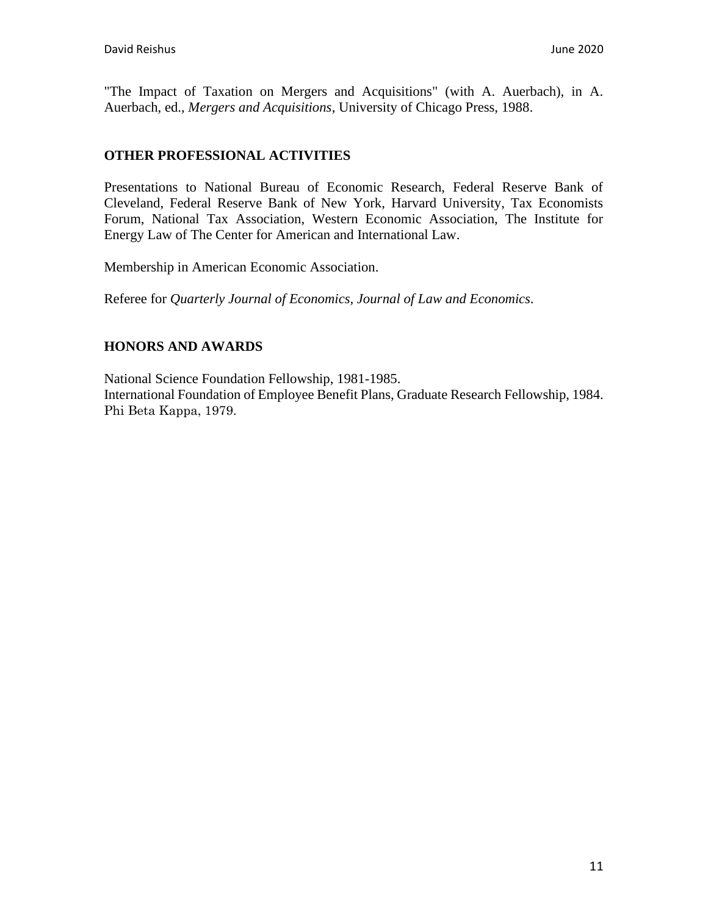"The Impact of Taxation on Mergers and Acquisitions" (with A. Auerbach), in A. Auerbach, ed., *Mergers and Acquisitions*, University of Chicago Press, 1988.

## OTHER PROFESSIONAL ACTIVITIES

Presentations to National Bureau of Economic Research, Federal Reserve Bank of Cleveland, Federal Reserve Bank of New York, Harvard University, Tax Economists Forum, National Tax Association, Western Economic Association, The Institute for Energy Law of The Center for American and International Law.

Membership in American Economic Association.

Referee for *Quarterly Journal of Economics, Journal of Law and Economics*.

## HONORS AND AWARDS

National Science Foundation Fellowship, 1981-1985.
International Foundation of Employee Benefit Plans, Graduate Research Fellowship, 1984.
Phi Beta Kappa, 1979.